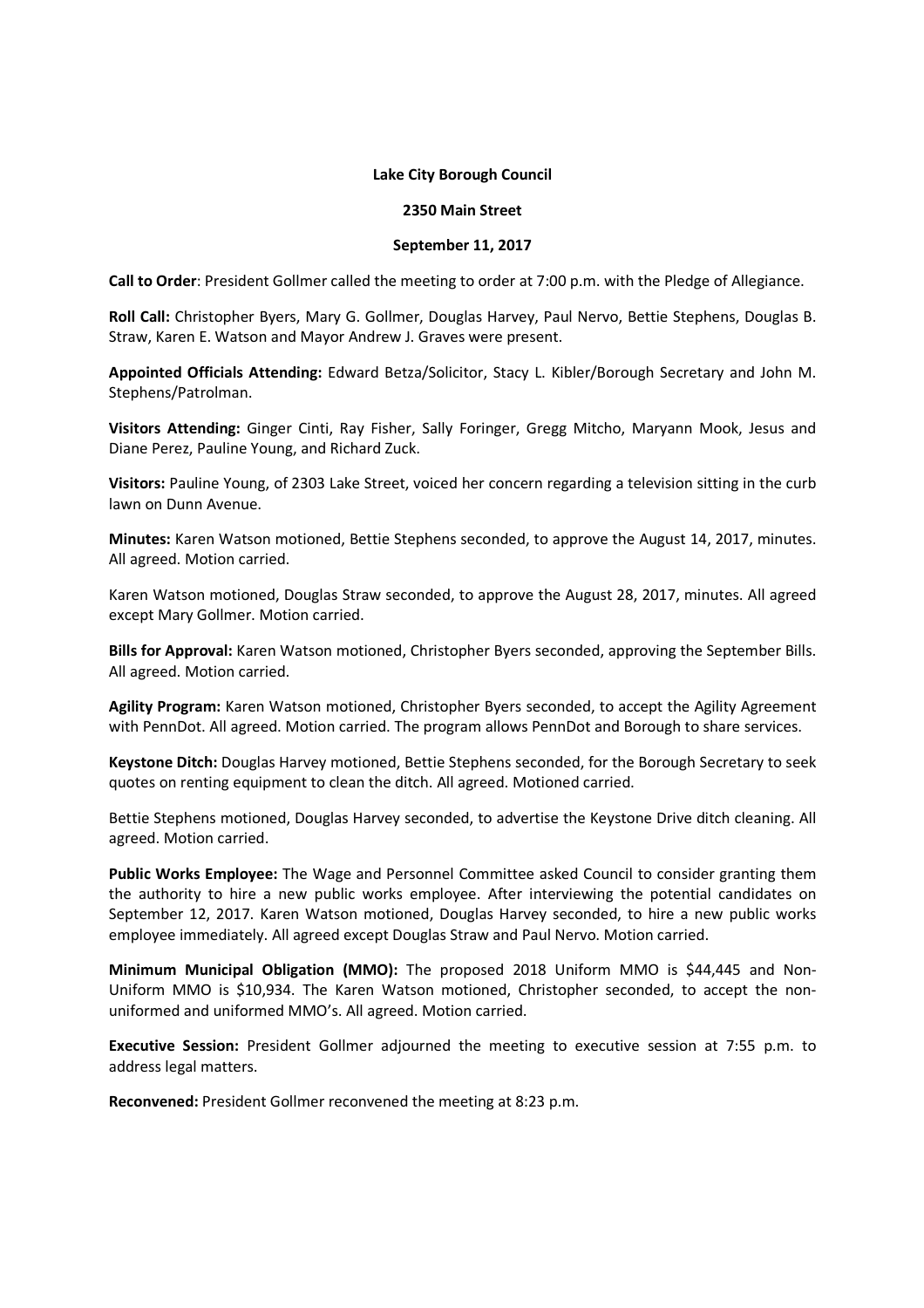**Lake City Borough Council**

**2350 Main Street**

**September 11, 2017**

**Call to Order**: President Gollmer called the meeting to order at 7:00 p.m. with the Pledge of Allegiance.

**Roll Call:** Christopher Byers, Mary G. Gollmer, Douglas Harvey, Paul Nervo, Bettie Stephens, Douglas B. Straw, Karen E. Watson and Mayor Andrew J. Graves were present.

**Appointed Officials Attending:** Edward Betza/Solicitor, Stacy L. Kibler/Borough Secretary and John M. Stephens/Patrolman.

**Visitors Attending:** Ginger Cinti, Ray Fisher, Sally Foringer, Gregg Mitcho, Maryann Mook, Jesus and Diane Perez, Pauline Young, and Richard Zuck.

**Visitors:** Pauline Young, of 2303 Lake Street, voiced her concern regarding a television sitting in the curb lawn on Dunn Avenue.

**Minutes:** Karen Watson motioned, Bettie Stephens seconded, to approve the August 14, 2017, minutes. All agreed. Motion carried.

Karen Watson motioned, Douglas Straw seconded, to approve the August 28, 2017, minutes. All agreed except Mary Gollmer. Motion carried.

**Bills for Approval:** Karen Watson motioned, Christopher Byers seconded, approving the September Bills. All agreed. Motion carried.

**Agility Program:** Karen Watson motioned, Christopher Byers seconded, to accept the Agility Agreement with PennDot. All agreed. Motion carried. The program allows PennDot and Borough to share services.

**Keystone Ditch:** Douglas Harvey motioned, Bettie Stephens seconded, for the Borough Secretary to seek quotes on renting equipment to clean the ditch. All agreed. Motioned carried.

Bettie Stephens motioned, Douglas Harvey seconded, to advertise the Keystone Drive ditch cleaning. All agreed. Motion carried.

**Public Works Employee:** The Wage and Personnel Committee asked Council to consider granting them the authority to hire a new public works employee. After interviewing the potential candidates on September 12, 2017. Karen Watson motioned, Douglas Harvey seconded, to hire a new public works employee immediately. All agreed except Douglas Straw and Paul Nervo. Motion carried.

**Minimum Municipal Obligation (MMO):** The proposed 2018 Uniform MMO is $44,445 and Non-Uniform MMO is $10,934. The Karen Watson motioned, Christopher seconded, to accept the non-uniformed and uniformed MMO's. All agreed. Motion carried.

**Executive Session:** President Gollmer adjourned the meeting to executive session at 7:55 p.m. to address legal matters.

**Reconvened:** President Gollmer reconvened the meeting at 8:23 p.m.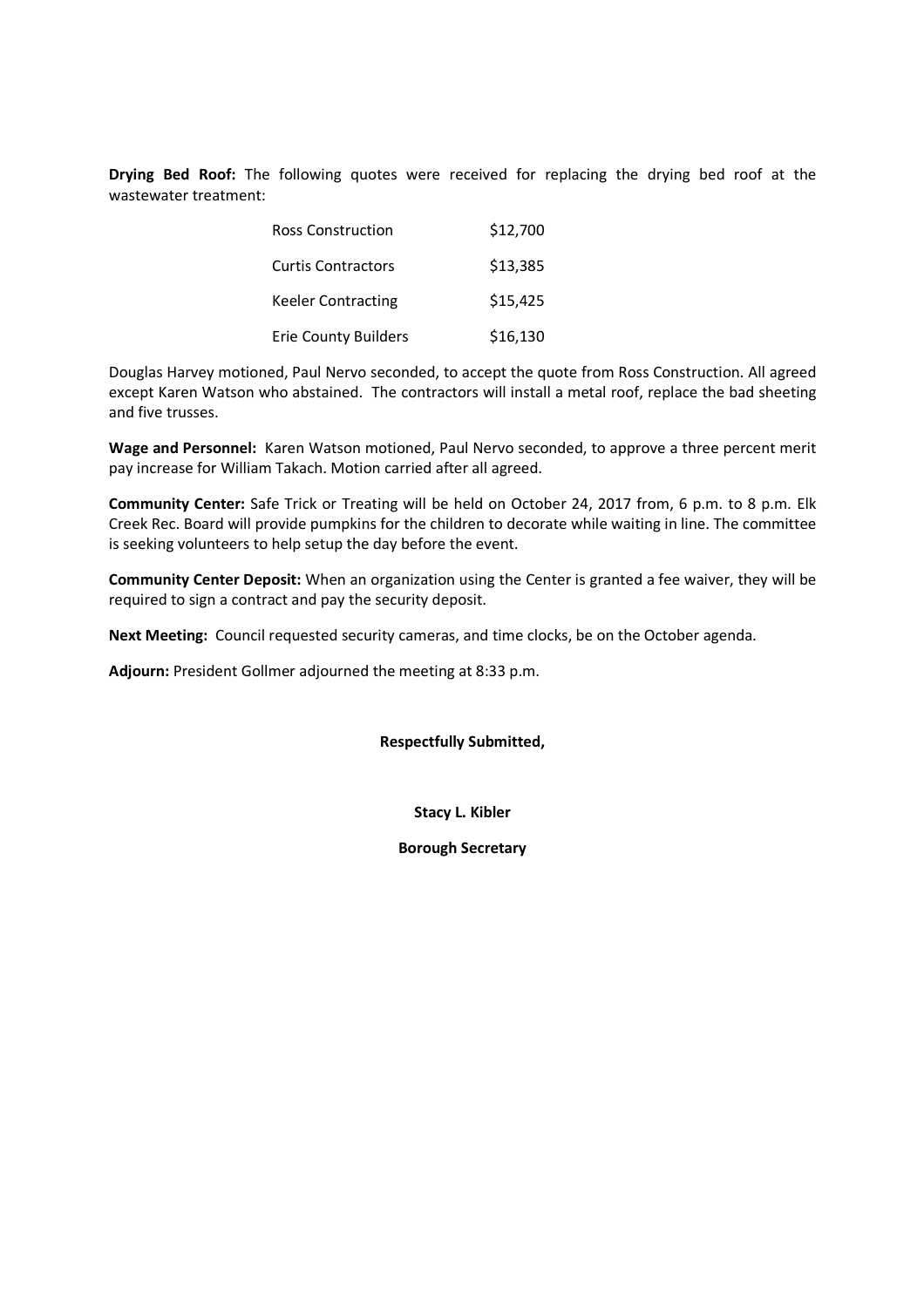**Drying Bed Roof:** The following quotes were received for replacing the drying bed roof at the wastewater treatment:

| | |
|---|---|
| Ross Construction | $12,700 |
| Curtis Contractors | $13,385 |
| Keeler Contracting | $15,425 |
| Erie County Builders | $16,130 |

Douglas Harvey motioned, Paul Nervo seconded, to accept the quote from Ross Construction. All agreed except Karen Watson who abstained. The contractors will install a metal roof, replace the bad sheeting and five trusses.

**Wage and Personnel:** Karen Watson motioned, Paul Nervo seconded, to approve a three percent merit pay increase for William Takach. Motion carried after all agreed.

**Community Center:** Safe Trick or Treating will be held on October 24, 2017 from, 6 p.m. to 8 p.m. Elk Creek Rec. Board will provide pumpkins for the children to decorate while waiting in line. The committee is seeking volunteers to help setup the day before the event.

**Community Center Deposit:** When an organization using the Center is granted a fee waiver, they will be required to sign a contract and pay the security deposit.

**Next Meeting:** Council requested security cameras, and time clocks, be on the October agenda.

**Adjourn:** President Gollmer adjourned the meeting at 8:33 p.m.

**Respectfully Submitted,**

**Stacy L. Kibler**

**Borough Secretary**